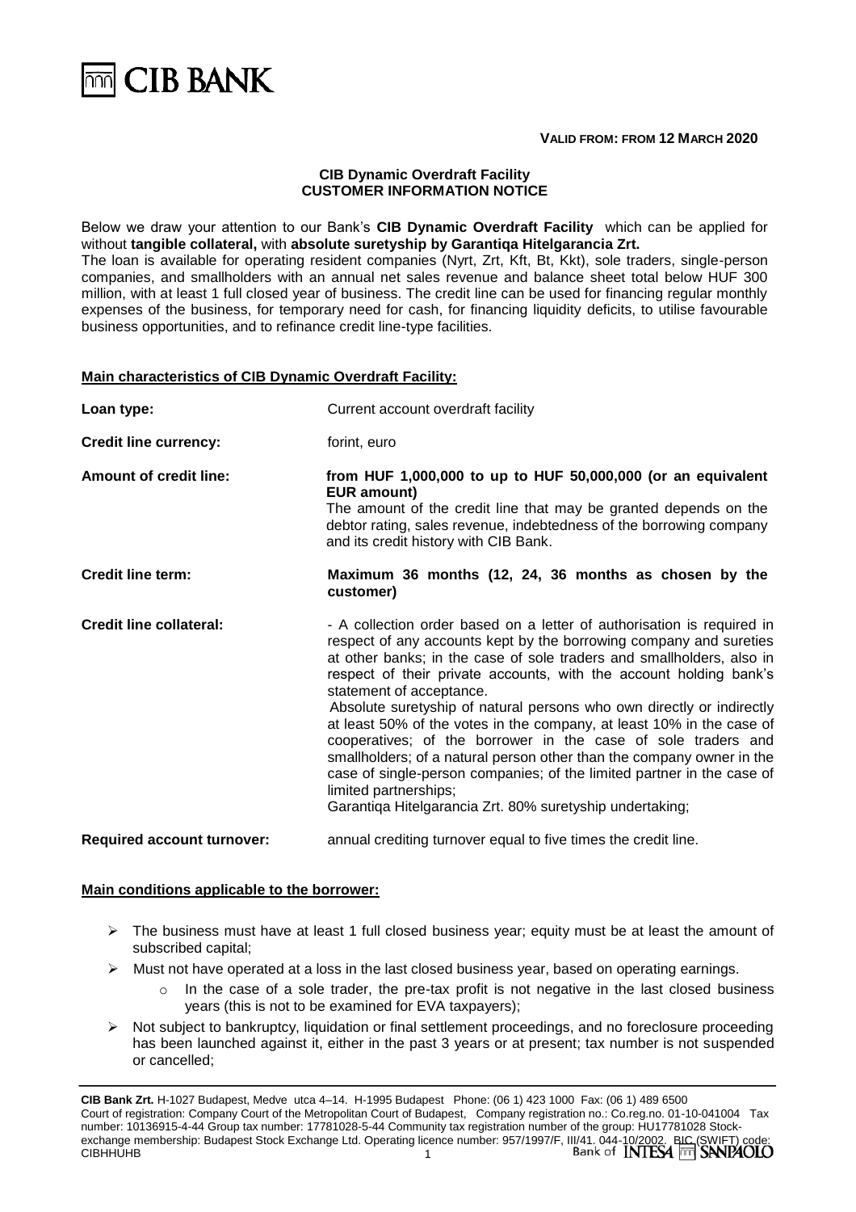**VALID FROM: FROM 12 MARCH 2020**

# CIB Dynamic Overdraft Facility
## CUSTOMER INFORMATION NOTICE

Below we draw your attention to our Bank's **CIB Dynamic Overdraft Facility** which can be applied for without **tangible collateral,** with **absolute suretyship by Garantiqa Hitelgarancia Zrt.**

The loan is available for operating resident companies (Nyrt, Zrt, Kft, Bt, Kkt), sole traders, single-person companies, and smallholders with an annual net sales revenue and balance sheet total below HUF 300 million, with at least 1 full closed year of business. The credit line can be used for financing regular monthly expenses of the business, for temporary need for cash, for financing liquidity deficits, to utilise favourable business opportunities, and to refinance credit line-type facilities.

**Main characteristics of CIB Dynamic Overdraft Facility:**

| | |
|---|---|
| **Loan type:** | Current account overdraft facility |
| **Credit line currency:** | forint, euro |
| **Amount of credit line:** | **from HUF 1,000,000 to up to HUF 50,000,000 (or an equivalent EUR amount)**<br>The amount of the credit line that may be granted depends on the debtor rating, sales revenue, indebtedness of the borrowing company and its credit history with CIB Bank. |
| **Credit line term:** | **Maximum 36 months (12, 24, 36 months as chosen by the customer)** |
| **Credit line collateral:** | - A collection order based on a letter of authorisation is required in respect of any accounts kept by the borrowing company and sureties at other banks; in the case of sole traders and smallholders, also in respect of their private accounts, with the account holding bank's statement of acceptance.<br>Absolute suretyship of natural persons who own directly or indirectly at least 50% of the votes in the company, at least 10% in the case of cooperatives; of the borrower in the case of sole traders and smallholders; of a natural person other than the company owner in the case of single-person companies; of the limited partner in the case of limited partnerships;<br>Garantiqa Hitelgarancia Zrt. 80% suretyship undertaking; |
| **Required account turnover:** | annual crediting turnover equal to five times the credit line. |

**Main conditions applicable to the borrower:**

- The business must have at least 1 full closed business year; equity must be at least the amount of subscribed capital;
- Must not have operated at a loss in the last closed business year, based on operating earnings.
  - In the case of a sole trader, the pre-tax profit is not negative in the last closed business years (this is not to be examined for EVA taxpayers);
- Not subject to bankruptcy, liquidation or final settlement proceedings, and no foreclosure proceeding has been launched against it, either in the past 3 years or at present; tax number is not suspended or cancelled;

**CIB Bank Zrt.** H-1027 Budapest, Medve utca 4–14. H-1995 Budapest Phone: (06 1) 423 1000 Fax: (06 1) 489 6500 Court of registration: Company Court of the Metropolitan Court of Budapest, Company registration no.: Co.reg.no. 01-10-041004 Tax number: 10136915-4-44 Group tax number: 17781028-5-44 Community tax registration number of the group: HU17781028 Stock-exchange membership: Budapest Stock Exchange Ltd. Operating licence number: 957/1997/F, III/41. 044-10/2002. BIC (SWIFT) code: CIBHHUHB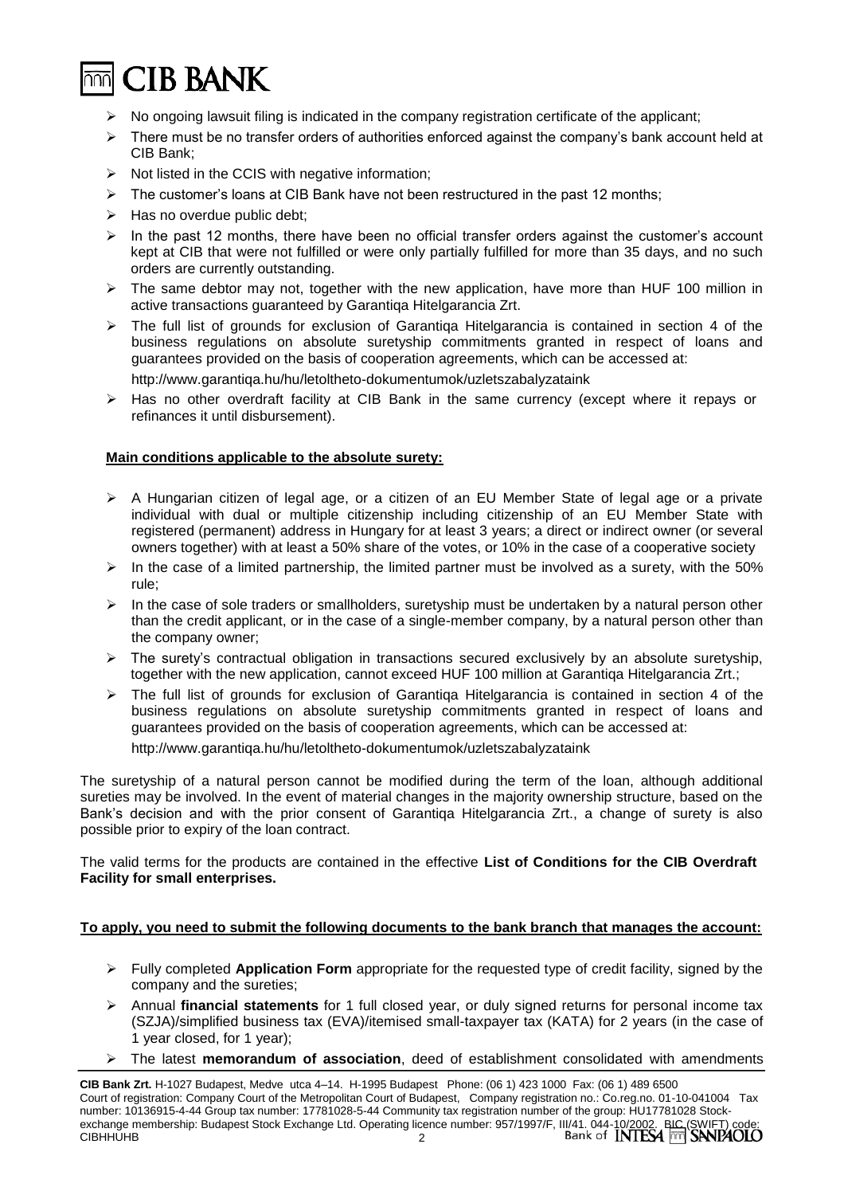- No ongoing lawsuit filing is indicated in the company registration certificate of the applicant;
- There must be no transfer orders of authorities enforced against the company's bank account held at CIB Bank;
- Not listed in the CCIS with negative information;
- The customer's loans at CIB Bank have not been restructured in the past 12 months;
- Has no overdue public debt;
- In the past 12 months, there have been no official transfer orders against the customer's account kept at CIB that were not fulfilled or were only partially fulfilled for more than 35 days, and no such orders are currently outstanding.
- The same debtor may not, together with the new application, have more than HUF 100 million in active transactions guaranteed by Garantiqa Hitelgarancia Zrt.
- The full list of grounds for exclusion of Garantiqa Hitelgarancia is contained in section 4 of the business regulations on absolute suretyship commitments granted in respect of loans and guarantees provided on the basis of cooperation agreements, which can be accessed at: http://www.garantiqa.hu/hu/letoltheto-dokumentumok/uzletszabalyzataink
- Has no other overdraft facility at CIB Bank in the same currency (except where it repays or refinances it until disbursement).

**Main conditions applicable to the absolute surety:**

- A Hungarian citizen of legal age, or a citizen of an EU Member State of legal age or a private individual with dual or multiple citizenship including citizenship of an EU Member State with registered (permanent) address in Hungary for at least 3 years; a direct or indirect owner (or several owners together) with at least a 50% share of the votes, or 10% in the case of a cooperative society
- In the case of a limited partnership, the limited partner must be involved as a surety, with the 50% rule;
- In the case of sole traders or smallholders, suretyship must be undertaken by a natural person other than the credit applicant, or in the case of a single-member company, by a natural person other than the company owner;
- The surety's contractual obligation in transactions secured exclusively by an absolute suretyship, together with the new application, cannot exceed HUF 100 million at Garantiqa Hitelgarancia Zrt.;
- The full list of grounds for exclusion of Garantiqa Hitelgarancia is contained in section 4 of the business regulations on absolute suretyship commitments granted in respect of loans and guarantees provided on the basis of cooperation agreements, which can be accessed at: http://www.garantiqa.hu/hu/letoltheto-dokumentumok/uzletszabalyzataink

The suretyship of a natural person cannot be modified during the term of the loan, although additional sureties may be involved. In the event of material changes in the majority ownership structure, based on the Bank's decision and with the prior consent of Garantiqa Hitelgarancia Zrt., a change of surety is also possible prior to expiry of the loan contract.

The valid terms for the products are contained in the effective **List of Conditions for the CIB Overdraft Facility for small enterprises.**

**To apply, you need to submit the following documents to the bank branch that manages the account:**

- Fully completed **Application Form** appropriate for the requested type of credit facility, signed by the company and the sureties;
- Annual **financial statements** for 1 full closed year, or duly signed returns for personal income tax (SZJA)/simplified business tax (EVA)/itemised small-taxpayer tax (KATA) for 2 years (in the case of 1 year closed, for 1 year);
- The latest **memorandum of association**, deed of establishment consolidated with amendments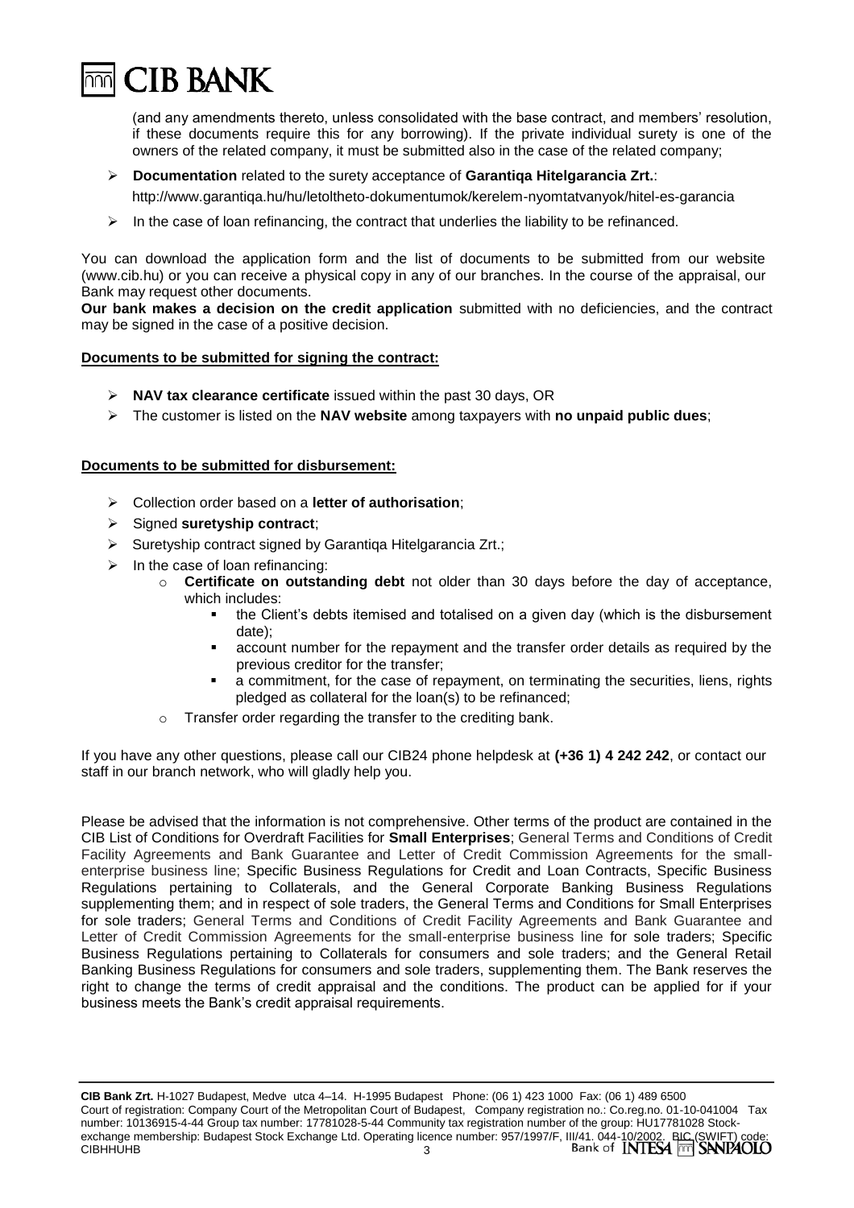(and any amendments thereto, unless consolidated with the base contract, and members' resolution, if these documents require this for any borrowing). If the private individual surety is one of the owners of the related company, it must be submitted also in the case of the related company;

- **Documentation** related to the surety acceptance of **Garantiqa Hitelgarancia Zrt.**: http://www.garantiqa.hu/hu/letoltheto-dokumentumok/kerelem-nyomtatvanyok/hitel-es-garancia
- In the case of loan refinancing, the contract that underlies the liability to be refinanced.

You can download the application form and the list of documents to be submitted from our website (www.cib.hu) or you can receive a physical copy in any of our branches. In the course of the appraisal, our Bank may request other documents.

**Our bank makes a decision on the credit application** submitted with no deficiencies, and the contract may be signed in the case of a positive decision.

**Documents to be submitted for signing the contract:**

- **NAV tax clearance certificate** issued within the past 30 days, OR
- The customer is listed on the **NAV website** among taxpayers with **no unpaid public dues**;

**Documents to be submitted for disbursement:**

- Collection order based on a **letter of authorisation**;
- Signed **suretyship contract**;
- Suretyship contract signed by Garantiqa Hitelgarancia Zrt.;
- In the case of loan refinancing:
  - **Certificate on outstanding debt** not older than 30 days before the day of acceptance, which includes:
    - the Client's debts itemised and totalised on a given day (which is the disbursement date);
    - account number for the repayment and the transfer order details as required by the previous creditor for the transfer;
    - a commitment, for the case of repayment, on terminating the securities, liens, rights pledged as collateral for the loan(s) to be refinanced;
  - Transfer order regarding the transfer to the crediting bank.

If you have any other questions, please call our CIB24 phone helpdesk at **(+36 1) 4 242 242**, or contact our staff in our branch network, who will gladly help you.

Please be advised that the information is not comprehensive. Other terms of the product are contained in the CIB List of Conditions for Overdraft Facilities for **Small Enterprises**; General Terms and Conditions of Credit Facility Agreements and Bank Guarantee and Letter of Credit Commission Agreements for the small-enterprise business line; Specific Business Regulations for Credit and Loan Contracts, Specific Business Regulations pertaining to Collaterals, and the General Corporate Banking Business Regulations supplementing them; and in respect of sole traders, the General Terms and Conditions for Small Enterprises for sole traders; General Terms and Conditions of Credit Facility Agreements and Bank Guarantee and Letter of Credit Commission Agreements for the small-enterprise business line for sole traders; Specific Business Regulations pertaining to Collaterals for consumers and sole traders; and the General Retail Banking Business Regulations for consumers and sole traders, supplementing them. The Bank reserves the right to change the terms of credit appraisal and the conditions. The product can be applied for if your business meets the Bank's credit appraisal requirements.